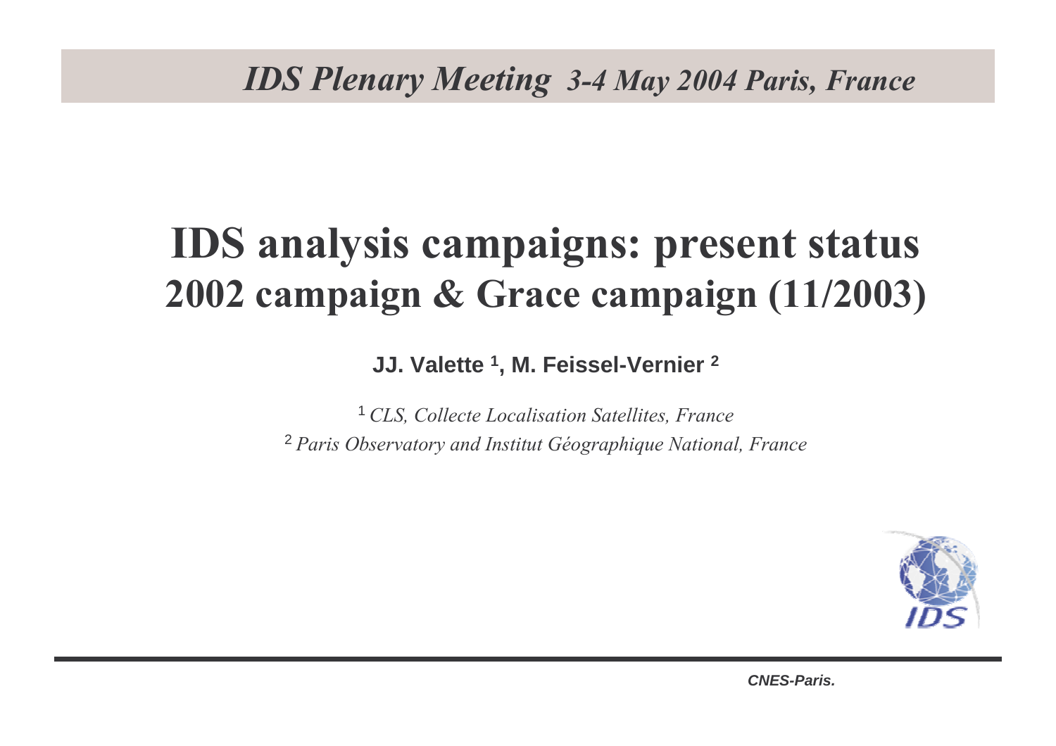*IDS Plenary Meeting 3-4 May 2004 Paris, France*

# IDS analysis campaigns: present status
# 2002 campaign & Grace campaign (11/2003)

**JJ. Valette [1], M. Feissel-Vernier [2]**

[1] *CLS, Collecte Localisation Satellites, France*
[2] *Paris Observatory and Institut Géographique National, France*

IDS

**CNES-Paris.**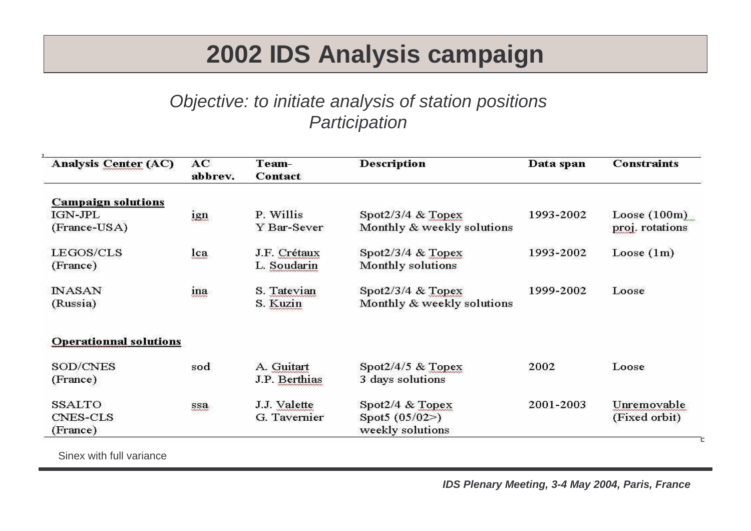# 2002 IDS Analysis campaign

*Objective: to initiate analysis of station positions*
*Participation*

| Analysis Center (AC) | AC abbrev. | Team-Contact | Description | Data span | Constraints |
|---|---|---|---|---|---|
| **Campaign solutions** | | | | | |
| IGN-JPL (France-USA) | ign | P. Willis<br>Y Bar-Sever | Spot2/3/4 & Topex<br>Monthly & weekly solutions | 1993-2002 | Loose (100m) proj. rotations |
| LEGOS/CLS (France) | lca | J.F. Crétaux<br>L. Soudarin | Spot2/3/4 & Topex<br>Monthly solutions | 1993-2002 | Loose (1m) |
| INASAN (Russia) | ina | S. Tatevian<br>S. Kuzin | Spot2/3/4 & Topex<br>Monthly & weekly solutions | 1999-2002 | Loose |
| **Operationnal solutions** | | | | | |
| SOD/CNES (France) | sod | A. Guitart<br>J.P. Berthias | Spot2/4/5 & Topex<br>3 days solutions | 2002 | Loose |
| SSALTO CNES-CLS (France) | ssa | J.J. Valette<br>G. Tavernier | Spot2/4 & Topex<br>Spot5 (05/02>)<br>weekly solutions | 2001-2003 | Unremovable (Fixed orbit) |

Sinex with full variance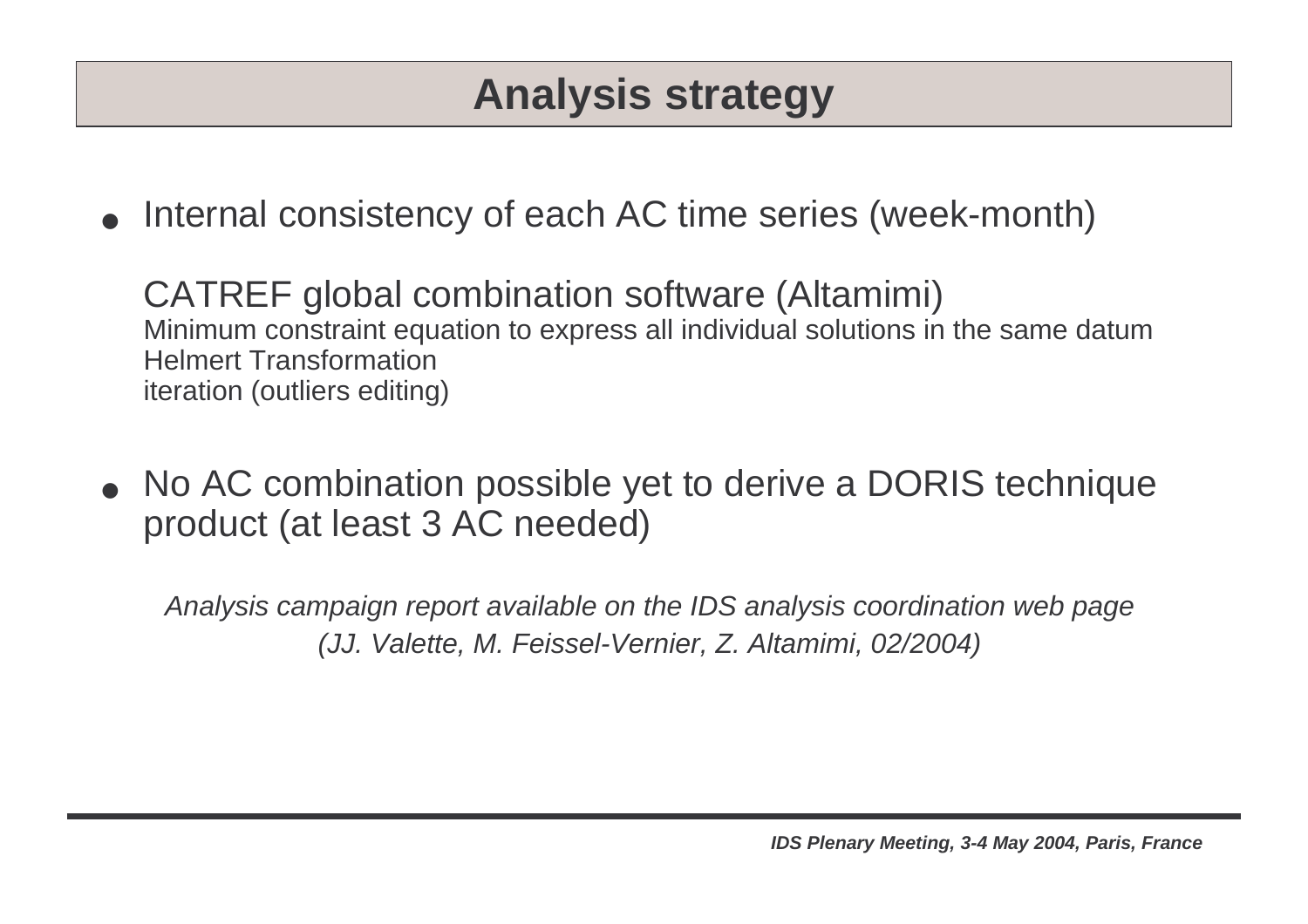# Analysis strategy

- Internal consistency of each AC time series (week-month)

  CATREF global combination software (Altamimi)
  Minimum constraint equation to express all individual solutions in the same datum
  Helmert Transformation
  iteration (outliers editing)

- No AC combination possible yet to derive a DORIS technique product (at least 3 AC needed)

*Analysis campaign report available on the IDS analysis coordination web page (JJ. Valette, M. Feissel-Vernier, Z. Altamimi, 02/2004)*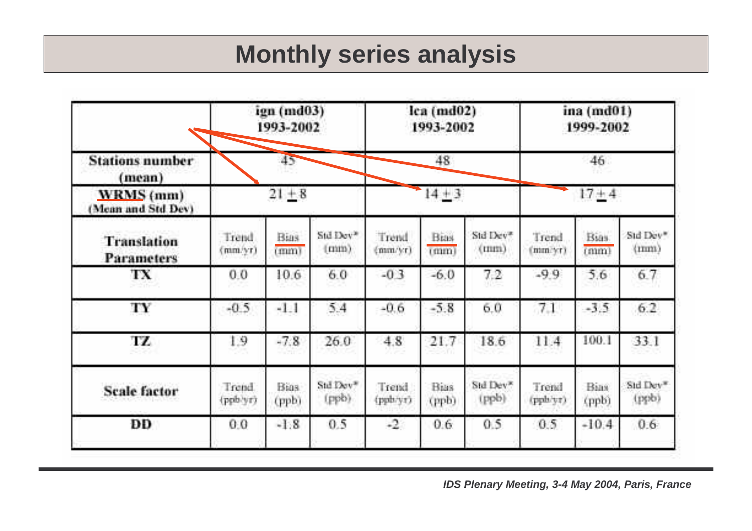# Monthly series analysis

| | ign (md03) 1993-2002 | | | lca (md02) 1993-2002 | | | ina (md01) 1999-2002 | | |
|---|---|---|---|---|---|---|---|---|---|
| **Stations number (mean)** | 45 | | | 48 | | | 46 | | |
| **WRMS (mm) (Mean and Std Dev)** | $21 \pm 8$ | | | $14 \pm 3$ | | | $17 \pm 4$ | | |
| **Translation Parameters** | Trend (mm/yr) | Bias (mm) | Std Dev* (mm) | Trend (mm/yr) | Bias (mm) | Std Dev* (mm) | Trend (mm/yr) | Bias (mm) | Std Dev* (mm) |
| **TX** | 0.0 | 10.6 | 6.0 | -0.3 | -6.0 | 7.2 | -9.9 | 5.6 | 6.7 |
| **TY** | -0.5 | -1.1 | 5.4 | -0.6 | -5.8 | 6.0 | 7.1 | -3.5 | 6.2 |
| **TZ** | 1.9 | -7.8 | 26.0 | 4.8 | 21.7 | 18.6 | 11.4 | 100.1 | 33.1 |
| **Scale factor** | Trend (ppb/yr) | Bias (ppb) | Std Dev* (ppb) | Trend (ppb/yr) | Bias (ppb) | Std Dev* (ppb) | Trend (ppb/yr) | Bias (ppb) | Std Dev* (ppb) |
| **DD** | 0.0 | -1.8 | 0.5 | -2 | 0.6 | 0.5 | 0.5 | -10.4 | 0.6 |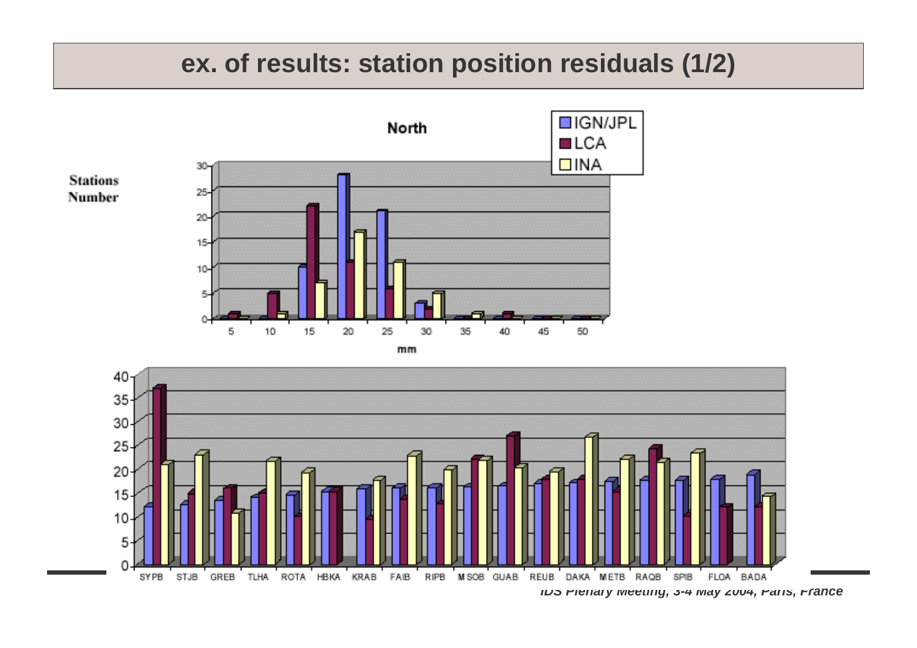# ex. of results: station position residuals (1/2)

North

IGN/JPL  
LCA  
INA

Stations Number

mm

SYPB STJB GREB TLHA ROTA HBKA KRAB FAIB RIPB MSOB GUAB REUB DAKA METB RAQB SPIB FLOA BADA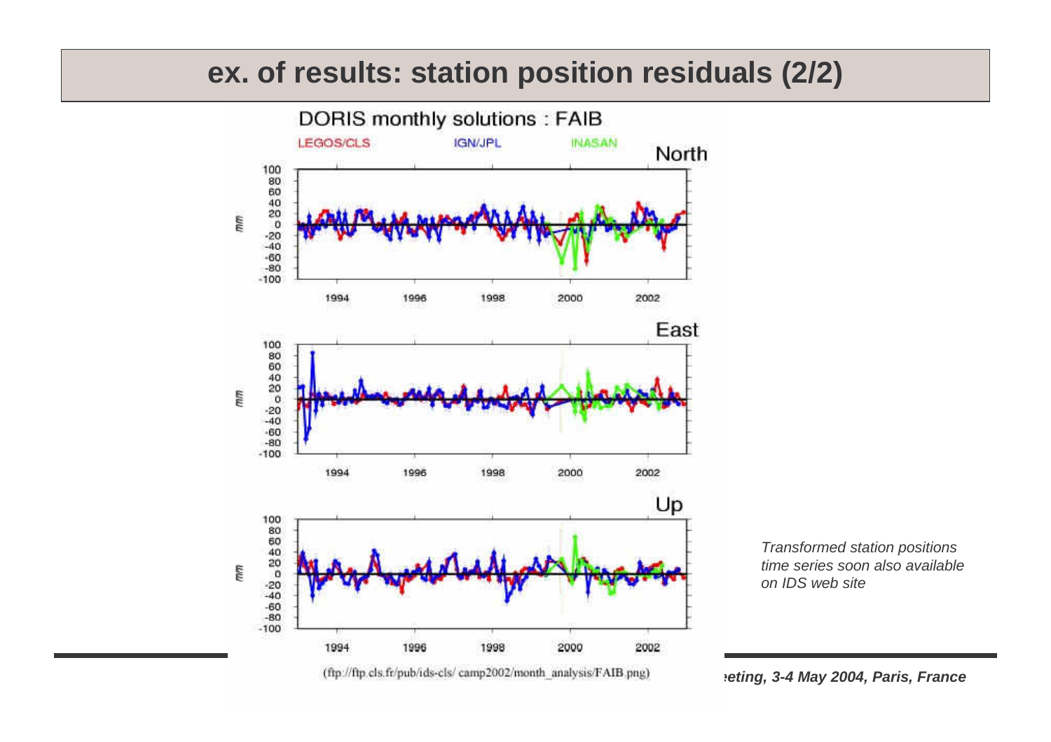## ex. of results: station position residuals (2/2)

DORIS monthly solutions : FAIB

LEGOS/CLS IGN/JPL INASAN

North

East

Up

(ftp://ftp.cls.fr/pub/ids-cls/ camp2002/month_analysis/FAIB.png)

*Transformed station positions time series soon also available on IDS web site*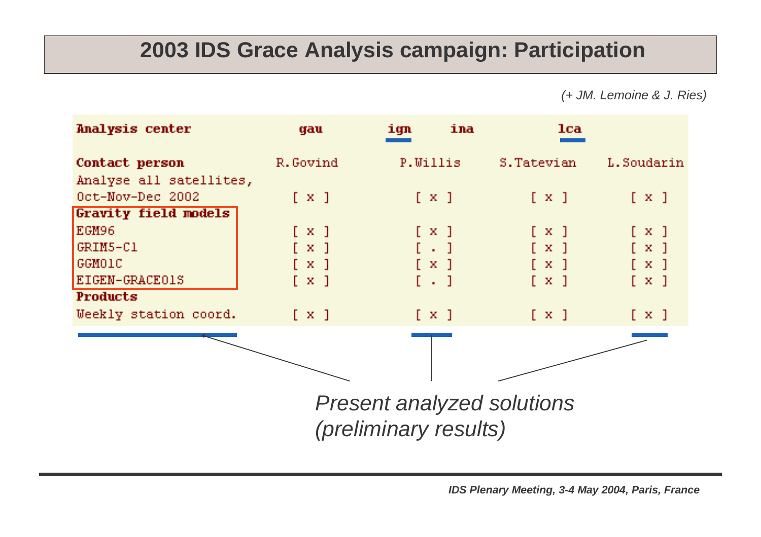# 2003 IDS Grace Analysis campaign: Participation

*(+ JM. Lemoine & J. Ries)*

| **Analysis center** | **gau** | **ign** | **ina** | **lca** |
|---|---|---|---|---|
| **Contact person** | R.Govind | P.Willis | S.Tatevian | L.Soudarin |
| Analyse all satellites, Oct-Nov-Dec 2002 | [ x ] | [ x ] | [ x ] | [ x ] |
| **Gravity field models** | | | | |
| EGM96 | [ x ] | [ x ] | [ x ] | [ x ] |
| GRIM5-C1 | [ x ] | [ . ] | [ x ] | [ x ] |
| GGM01C | [ x ] | [ x ] | [ x ] | [ x ] |
| EIGEN-GRACE01S | [ x ] | [ . ] | [ x ] | [ x ] |
| **Products** | | | | |
| Weekly station coord. | [ x ] | [ x ] | [ x ] | [ x ] |

*Present analyzed solutions (preliminary results)*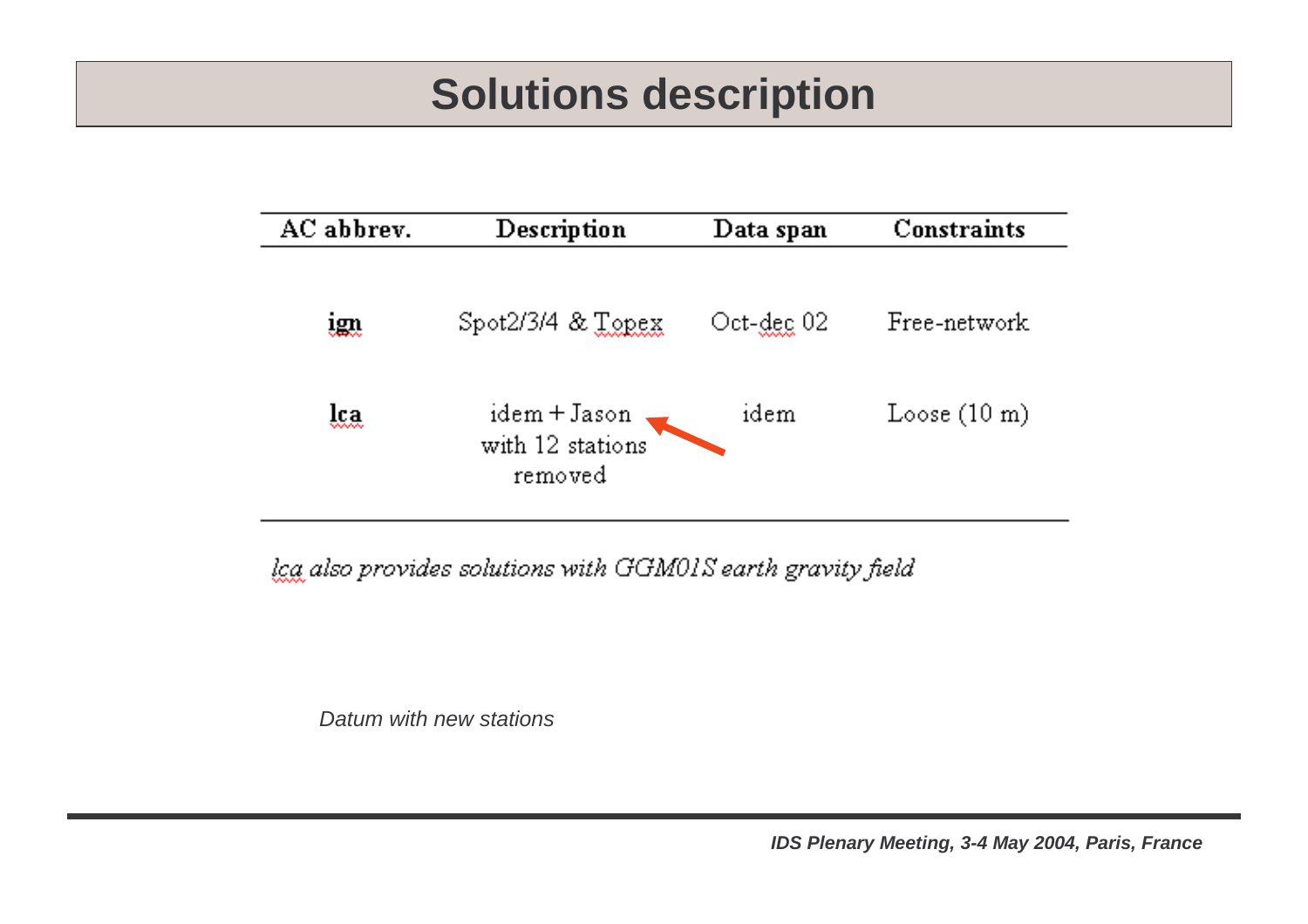# Solutions description

| AC abbrev. | Description | Data span | Constraints |
|---|---|---|---|
| **ign** | Spot2/3/4 & Topex | Oct-dec 02 | Free-network |
| **lca** | idem + Jason with 12 stations removed | idem | Loose (10 m) |

*lca also provides solutions with GGM01S earth gravity field*

*Datum with new stations*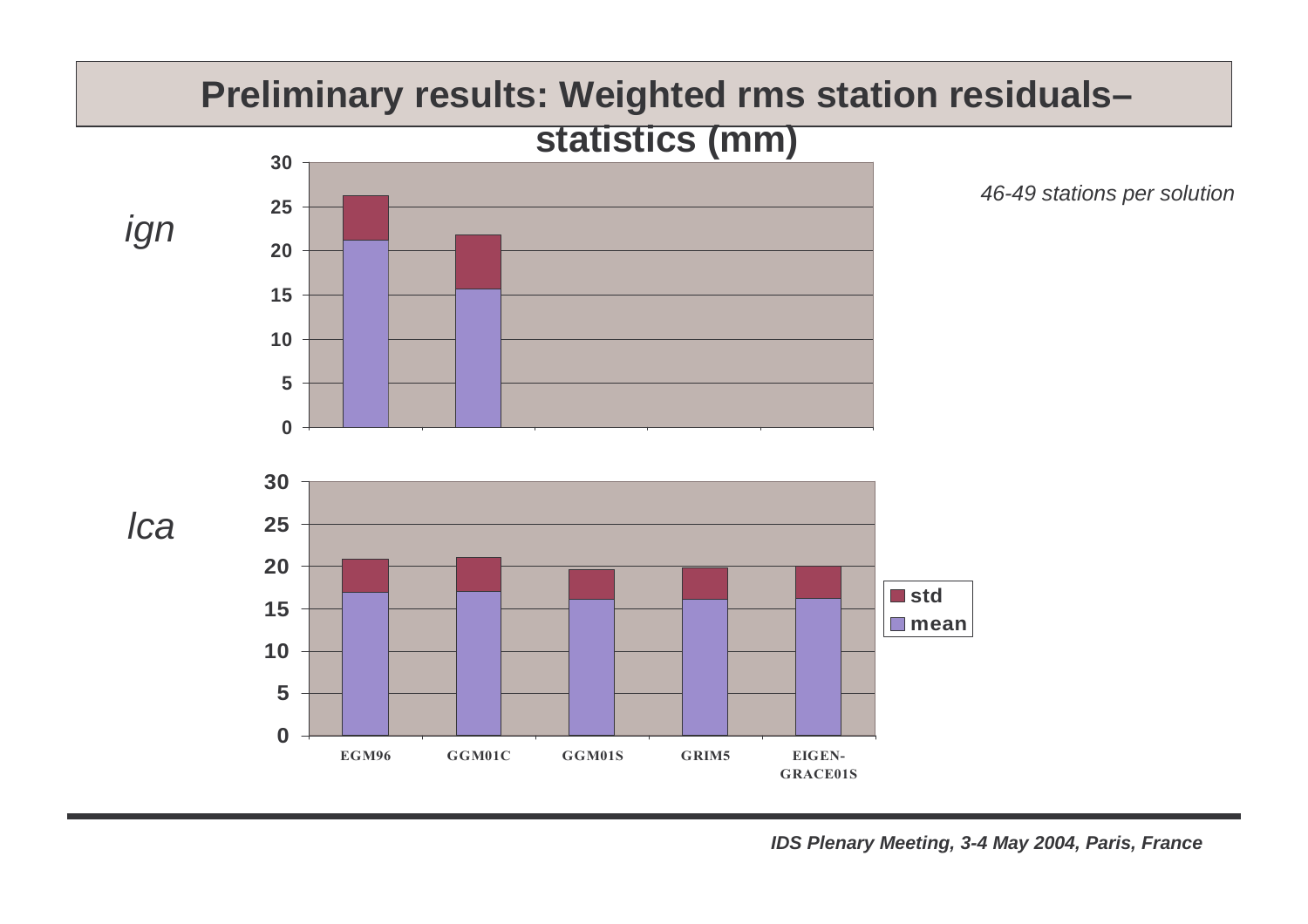# Preliminary results: Weighted rms station residuals– statistics (mm)

*46-49 stations per solution*

*ign*

| | EGM96 | GGM01C |
|---|---|---|
| mean | ~21.2 | ~15.7 |
| mean + std | ~26.2 | ~21.8 |

*lca*

| | EGM96 | GGM01C | GGM01S | GRIM5 | EIGEN-GRACE01S |
|---|---|---|---|---|---|
| mean | ~16.9 | ~17.0 | ~16.1 | ~16.1 | ~16.2 |
| mean + std | ~20.9 | ~21.1 | ~19.6 | ~19.8 | ~20.0 |

Legend: std, mean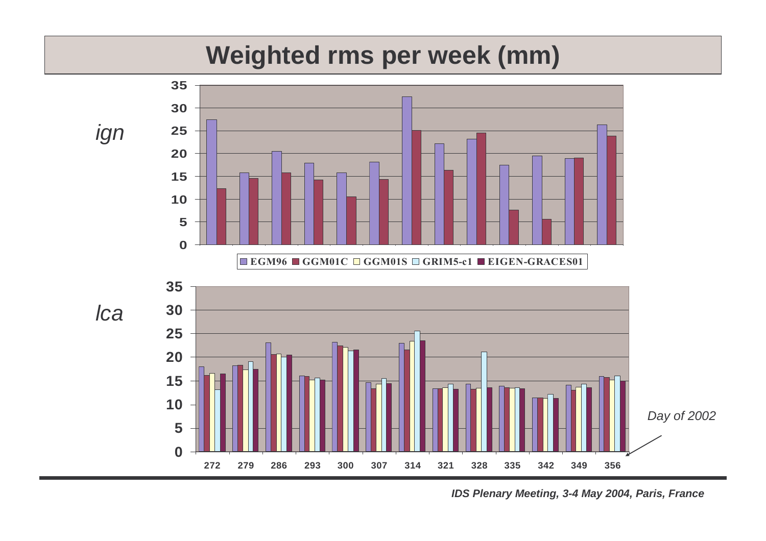# Weighted rms per week (mm)

*ign*

EGM96 | GGM01C | GGM01S | GRIM5-c1 | EIGEN-GRACES01

*lca*

*Day of 2002*

272 279 286 293 300 307 314 321 328 335 342 349 356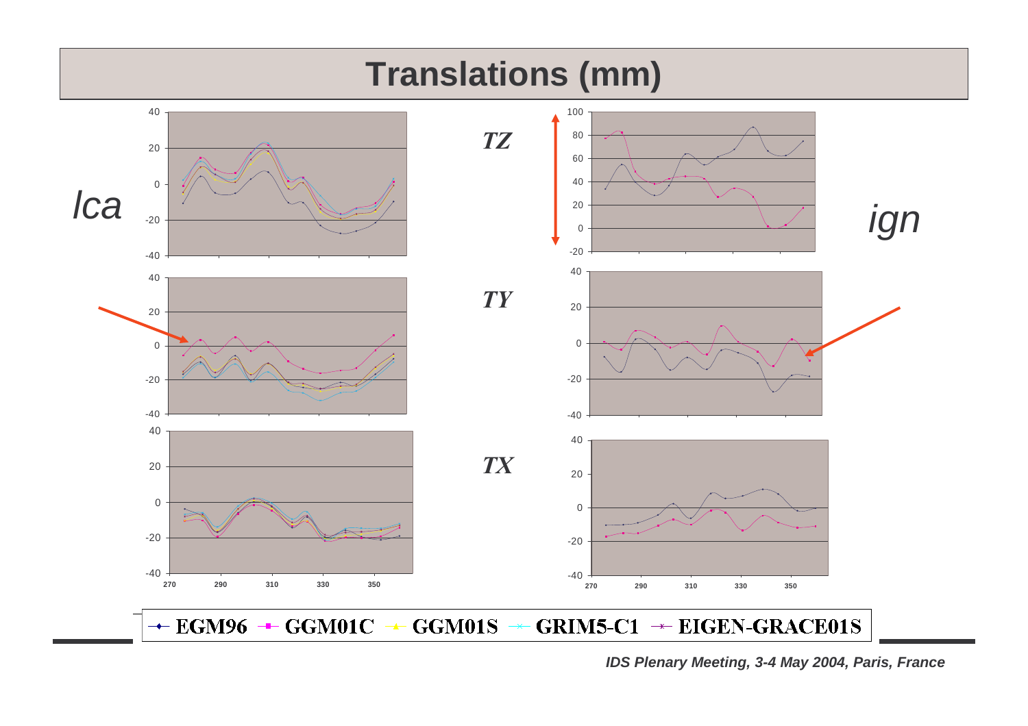# Translations (mm)

*lca*

*ign*

***TZ***

***TY***

***TX***

EGM96 — GGM01C — GGM01S — GRIM5-C1 — EIGEN-GRACE01S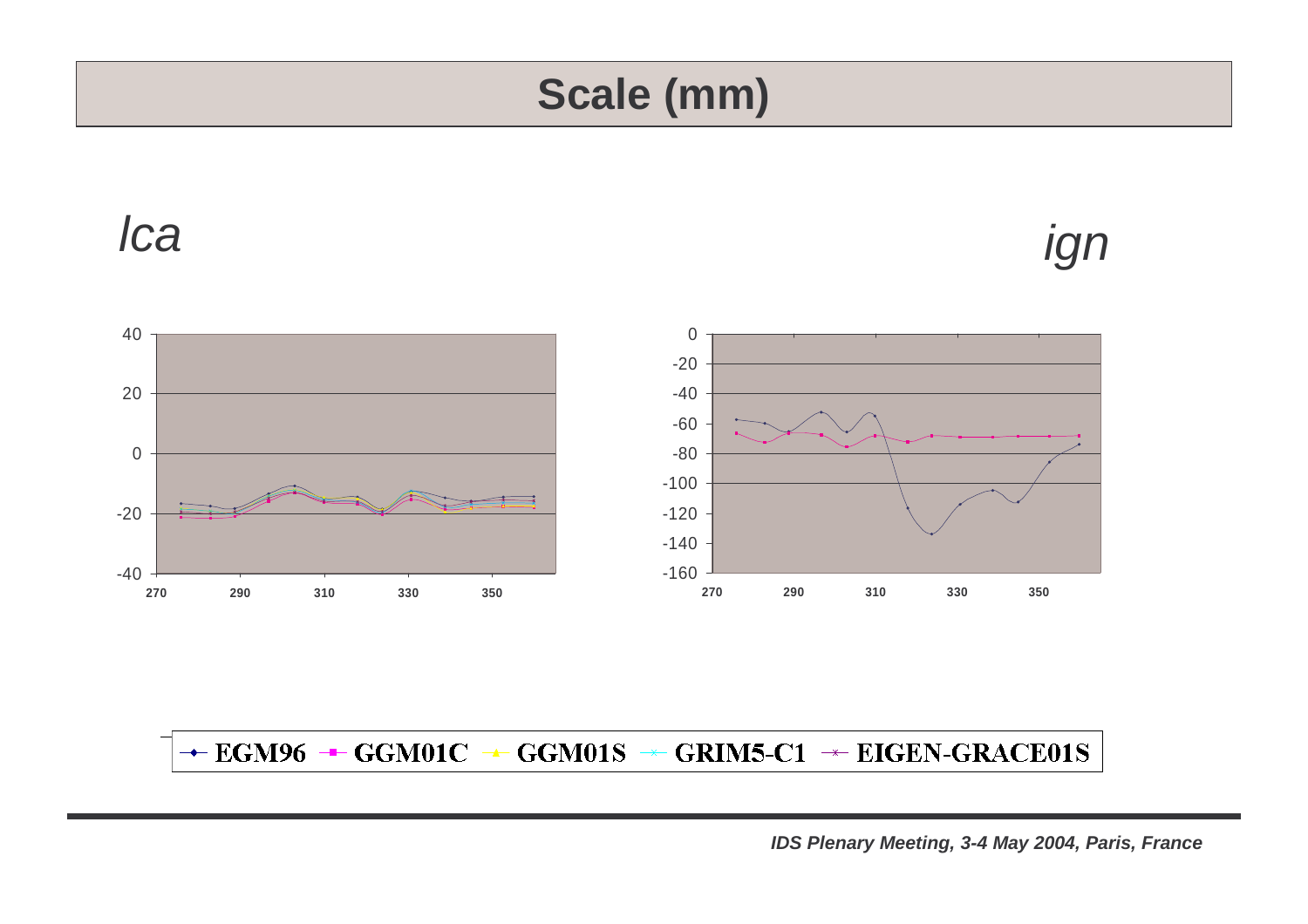# Scale (mm)

*lca*

*ign*

270 290 310 330 350

40
20
0
-20
-40

0
-20
-40
-60
-80
-100
-120
-140
-160

270 290 310 330 350

EGM96 GGM01C GGM01S GRIM5-C1 EIGEN-GRACE01S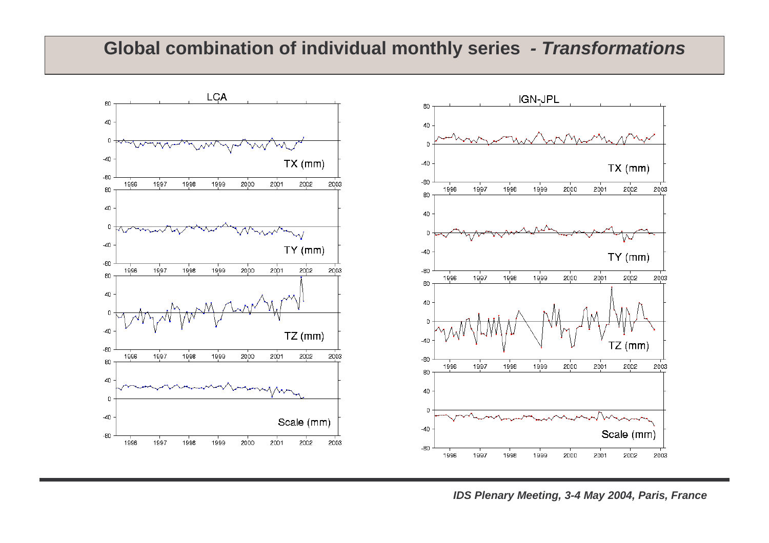# Global combination of individual monthly series - *Transformations*

LCA

IGN-JPL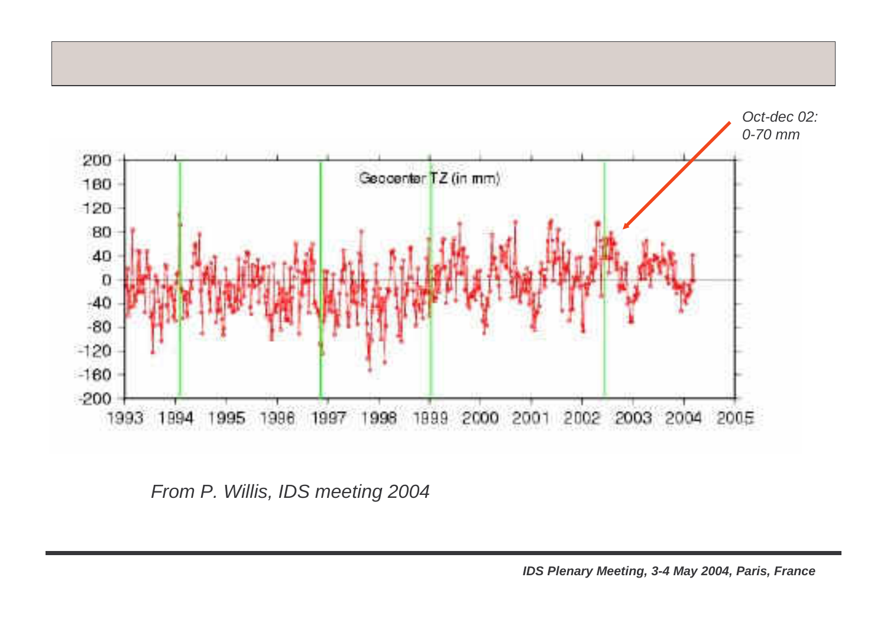Oct-dec 02:
0-70 mm

Geocenter TZ (in mm)

200
160
120
80
40
0
-40
-80
-120
-160
-200

1993 1994 1995 1996 1997 1998 1999 2000 2001 2002 2003 2004 2005

*From P. Willis, IDS meeting 2004*